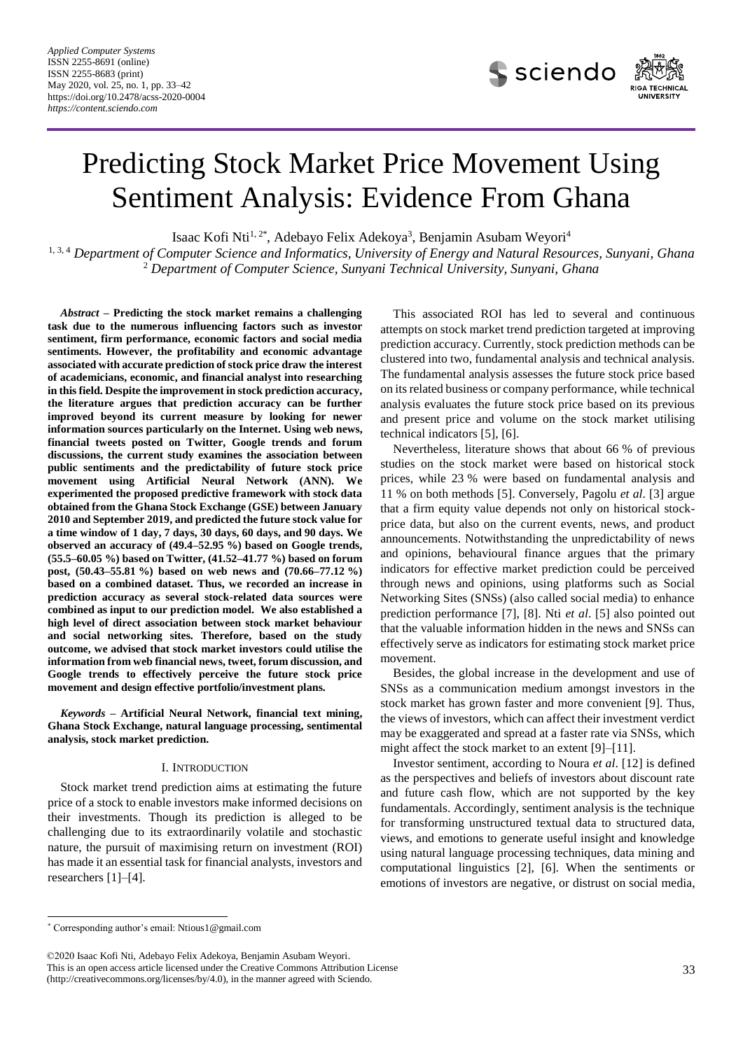# Predicting Stock Market Price Movement Using Sentiment Analysis: Evidence From Ghana

Isaac Kofi Nti[1, 2*], Adebayo Felix Adekoya[3], Benjamin Asubam Weyori[4]

[1, 3, 4] *Department of Computer Science and Informatics, University of Energy and Natural Resources, Sunyani, Ghana*
[2] *Department of Computer Science, Sunyani Technical University, Sunyani, Ghana*

***Abstract*** **– Predicting the stock market remains a challenging task due to the numerous influencing factors such as investor sentiment, firm performance, economic factors and social media sentiments. However, the profitability and economic advantage associated with accurate prediction of stock price draw the interest of academicians, economic, and financial analyst into researching in this field. Despite the improvement in stock prediction accuracy, the literature argues that prediction accuracy can be further improved beyond its current measure by looking for newer information sources particularly on the Internet. Using web news, financial tweets posted on Twitter, Google trends and forum discussions, the current study examines the association between public sentiments and the predictability of future stock price movement using Artificial Neural Network (ANN). We experimented the proposed predictive framework with stock data obtained from the Ghana Stock Exchange (GSE) between January 2010 and September 2019, and predicted the future stock value for a time window of 1 day, 7 days, 30 days, 60 days, and 90 days. We observed an accuracy of (49.4–52.95 %) based on Google trends, (55.5–60.05 %) based on Twitter, (41.52–41.77 %) based on forum post, (50.43–55.81 %) based on web news and (70.66–77.12 %) based on a combined dataset. Thus, we recorded an increase in prediction accuracy as several stock-related data sources were combined as input to our prediction model. We also established a high level of direct association between stock market behaviour and social networking sites. Therefore, based on the study outcome, we advised that stock market investors could utilise the information from web financial news, tweet, forum discussion, and Google trends to effectively perceive the future stock price movement and design effective portfolio/investment plans.**

***Keywords*** **– Artificial Neural Network, financial text mining, Ghana Stock Exchange, natural language processing, sentimental analysis, stock market prediction.**

## I. Introduction

Stock market trend prediction aims at estimating the future price of a stock to enable investors make informed decisions on their investments. Though its prediction is alleged to be challenging due to its extraordinarily volatile and stochastic nature, the pursuit of maximising return on investment (ROI) has made it an essential task for financial analysts, investors and researchers [1]–[4].

This associated ROI has led to several and continuous attempts on stock market trend prediction targeted at improving prediction accuracy. Currently, stock prediction methods can be clustered into two, fundamental analysis and technical analysis. The fundamental analysis assesses the future stock price based on its related business or company performance, while technical analysis evaluates the future stock price based on its previous and present price and volume on the stock market utilising technical indicators [5], [6].

Nevertheless, literature shows that about 66 % of previous studies on the stock market were based on historical stock prices, while 23 % were based on fundamental analysis and 11 % on both methods [5]. Conversely, Pagolu *et al*. [3] argue that a firm equity value depends not only on historical stock-price data, but also on the current events, news, and product announcements. Notwithstanding the unpredictability of news and opinions, behavioural finance argues that the primary indicators for effective market prediction could be perceived through news and opinions, using platforms such as Social Networking Sites (SNSs) (also called social media) to enhance prediction performance [7], [8]. Nti *et al*. [5] also pointed out that the valuable information hidden in the news and SNSs can effectively serve as indicators for estimating stock market price movement.

Besides, the global increase in the development and use of SNSs as a communication medium amongst investors in the stock market has grown faster and more convenient [9]. Thus, the views of investors, which can affect their investment verdict may be exaggerated and spread at a faster rate via SNSs, which might affect the stock market to an extent [9]–[11].

Investor sentiment, according to Noura *et al*. [12] is defined as the perspectives and beliefs of investors about discount rate and future cash flow, which are not supported by the key fundamentals. Accordingly, sentiment analysis is the technique for transforming unstructured textual data to structured data, views, and emotions to generate useful insight and knowledge using natural language processing techniques, data mining and computational linguistics [2], [6]. When the sentiments or emotions of investors are negative, or distrust on social media,

---

\* Corresponding author's email: Ntious1@gmail.com

©2020 Isaac Kofi Nti, Adebayo Felix Adekoya, Benjamin Asubam Weyori.
This is an open access article licensed under the Creative Commons Attribution License (http://creativecommons.org/licenses/by/4.0), in the manner agreed with Sciendo.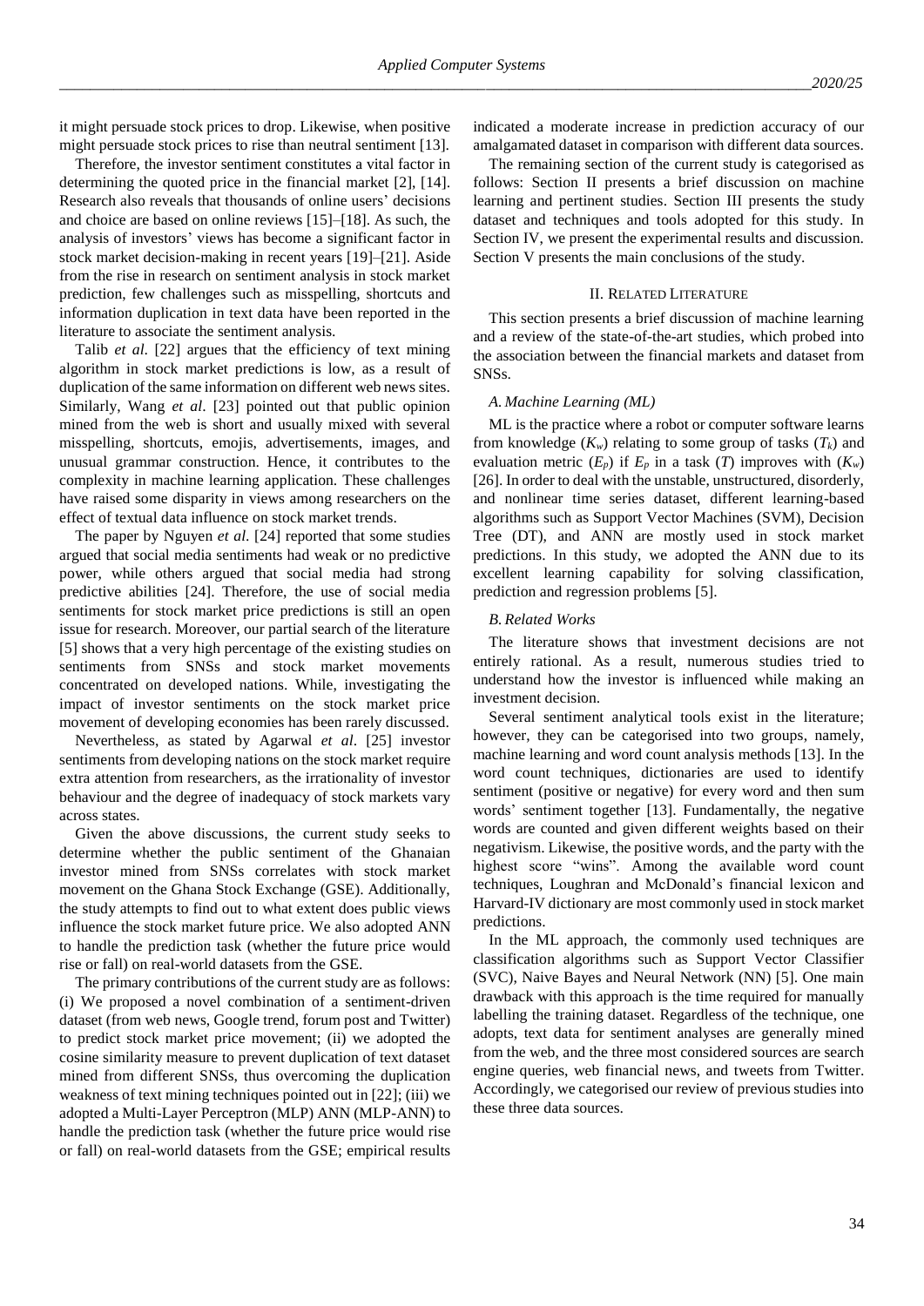it might persuade stock prices to drop. Likewise, when positive might persuade stock prices to rise than neutral sentiment [13].

Therefore, the investor sentiment constitutes a vital factor in determining the quoted price in the financial market [2], [14]. Research also reveals that thousands of online users' decisions and choice are based on online reviews [15]–[18]. As such, the analysis of investors' views has become a significant factor in stock market decision-making in recent years [19]–[21]. Aside from the rise in research on sentiment analysis in stock market prediction, few challenges such as misspelling, shortcuts and information duplication in text data have been reported in the literature to associate the sentiment analysis.

Talib *et al.* [22] argues that the efficiency of text mining algorithm in stock market predictions is low, as a result of duplication of the same information on different web news sites. Similarly, Wang *et al*. [23] pointed out that public opinion mined from the web is short and usually mixed with several misspelling, shortcuts, emojis, advertisements, images, and unusual grammar construction. Hence, it contributes to the complexity in machine learning application. These challenges have raised some disparity in views among researchers on the effect of textual data influence on stock market trends.

The paper by Nguyen *et al.* [24] reported that some studies argued that social media sentiments had weak or no predictive power, while others argued that social media had strong predictive abilities [24]. Therefore, the use of social media sentiments for stock market price predictions is still an open issue for research. Moreover, our partial search of the literature [5] shows that a very high percentage of the existing studies on sentiments from SNSs and stock market movements concentrated on developed nations. While, investigating the impact of investor sentiments on the stock market price movement of developing economies has been rarely discussed.

Nevertheless, as stated by Agarwal *et al*. [25] investor sentiments from developing nations on the stock market require extra attention from researchers, as the irrationality of investor behaviour and the degree of inadequacy of stock markets vary across states.

Given the above discussions, the current study seeks to determine whether the public sentiment of the Ghanaian investor mined from SNSs correlates with stock market movement on the Ghana Stock Exchange (GSE). Additionally, the study attempts to find out to what extent does public views influence the stock market future price. We also adopted ANN to handle the prediction task (whether the future price would rise or fall) on real-world datasets from the GSE.

The primary contributions of the current study are as follows: (i) We proposed a novel combination of a sentiment-driven dataset (from web news, Google trend, forum post and Twitter) to predict stock market price movement; (ii) we adopted the cosine similarity measure to prevent duplication of text dataset mined from different SNSs, thus overcoming the duplication weakness of text mining techniques pointed out in [22]; (iii) we adopted a Multi-Layer Perceptron (MLP) ANN (MLP-ANN) to handle the prediction task (whether the future price would rise or fall) on real-world datasets from the GSE; empirical results indicated a moderate increase in prediction accuracy of our amalgamated dataset in comparison with different data sources.

The remaining section of the current study is categorised as follows: Section II presents a brief discussion on machine learning and pertinent studies. Section III presents the study dataset and techniques and tools adopted for this study. In Section IV, we present the experimental results and discussion. Section V presents the main conclusions of the study.

## II. Related Literature

This section presents a brief discussion of machine learning and a review of the state-of-the-art studies, which probed into the association between the financial markets and dataset from SNSs.

### *A. Machine Learning (ML)*

ML is the practice where a robot or computer software learns from knowledge ($K_w$) relating to some group of tasks ($T_k$) and evaluation metric ($E_p$) if $E_p$ in a task ($T$) improves with ($K_w$) [26]. In order to deal with the unstable, unstructured, disorderly, and nonlinear time series dataset, different learning-based algorithms such as Support Vector Machines (SVM), Decision Tree (DT), and ANN are mostly used in stock market predictions. In this study, we adopted the ANN due to its excellent learning capability for solving classification, prediction and regression problems [5].

### *B. Related Works*

The literature shows that investment decisions are not entirely rational. As a result, numerous studies tried to understand how the investor is influenced while making an investment decision.

Several sentiment analytical tools exist in the literature; however, they can be categorised into two groups, namely, machine learning and word count analysis methods [13]. In the word count techniques, dictionaries are used to identify sentiment (positive or negative) for every word and then sum words' sentiment together [13]. Fundamentally, the negative words are counted and given different weights based on their negativism. Likewise, the positive words, and the party with the highest score "wins". Among the available word count techniques, Loughran and McDonald's financial lexicon and Harvard-IV dictionary are most commonly used in stock market predictions.

In the ML approach, the commonly used techniques are classification algorithms such as Support Vector Classifier (SVC), Naive Bayes and Neural Network (NN) [5]. One main drawback with this approach is the time required for manually labelling the training dataset. Regardless of the technique, one adopts, text data for sentiment analyses are generally mined from the web, and the three most considered sources are search engine queries, web financial news, and tweets from Twitter. Accordingly, we categorised our review of previous studies into these three data sources.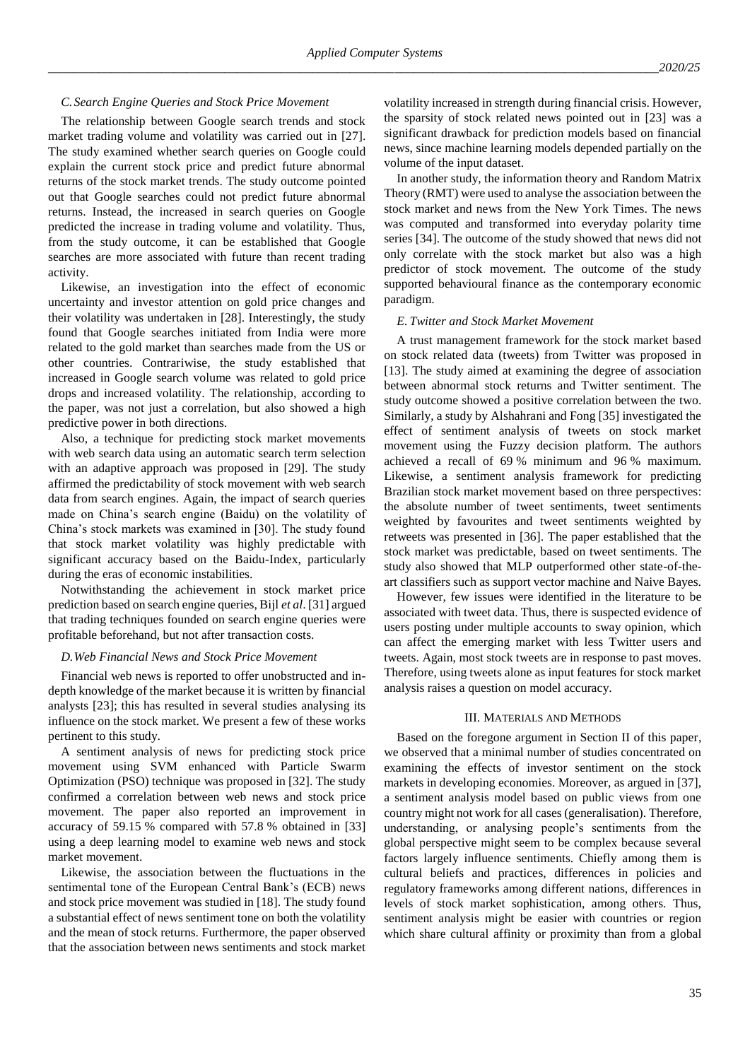### C. Search Engine Queries and Stock Price Movement

The relationship between Google search trends and stock market trading volume and volatility was carried out in [27]. The study examined whether search queries on Google could explain the current stock price and predict future abnormal returns of the stock market trends. The study outcome pointed out that Google searches could not predict future abnormal returns. Instead, the increased in search queries on Google predicted the increase in trading volume and volatility. Thus, from the study outcome, it can be established that Google searches are more associated with future than recent trading activity.

Likewise, an investigation into the effect of economic uncertainty and investor attention on gold price changes and their volatility was undertaken in [28]. Interestingly, the study found that Google searches initiated from India were more related to the gold market than searches made from the US or other countries. Contrariwise, the study established that increased in Google search volume was related to gold price drops and increased volatility. The relationship, according to the paper, was not just a correlation, but also showed a high predictive power in both directions.

Also, a technique for predicting stock market movements with web search data using an automatic search term selection with an adaptive approach was proposed in [29]. The study affirmed the predictability of stock movement with web search data from search engines. Again, the impact of search queries made on China's search engine (Baidu) on the volatility of China's stock markets was examined in [30]. The study found that stock market volatility was highly predictable with significant accuracy based on the Baidu-Index, particularly during the eras of economic instabilities.

Notwithstanding the achievement in stock market price prediction based on search engine queries, Bijl *et al*. [31] argued that trading techniques founded on search engine queries were profitable beforehand, but not after transaction costs.

### D. Web Financial News and Stock Price Movement

Financial web news is reported to offer unobstructed and in-depth knowledge of the market because it is written by financial analysts [23]; this has resulted in several studies analysing its influence on the stock market. We present a few of these works pertinent to this study.

A sentiment analysis of news for predicting stock price movement using SVM enhanced with Particle Swarm Optimization (PSO) technique was proposed in [32]. The study confirmed a correlation between web news and stock price movement. The paper also reported an improvement in accuracy of 59.15 % compared with 57.8 % obtained in [33] using a deep learning model to examine web news and stock market movement.

Likewise, the association between the fluctuations in the sentimental tone of the European Central Bank's (ECB) news and stock price movement was studied in [18]. The study found a substantial effect of news sentiment tone on both the volatility and the mean of stock returns. Furthermore, the paper observed that the association between news sentiments and stock market volatility increased in strength during financial crisis. However, the sparsity of stock related news pointed out in [23] was a significant drawback for prediction models based on financial news, since machine learning models depended partially on the volume of the input dataset.

In another study, the information theory and Random Matrix Theory (RMT) were used to analyse the association between the stock market and news from the New York Times. The news was computed and transformed into everyday polarity time series [34]. The outcome of the study showed that news did not only correlate with the stock market but also was a high predictor of stock movement. The outcome of the study supported behavioural finance as the contemporary economic paradigm.

### E. Twitter and Stock Market Movement

A trust management framework for the stock market based on stock related data (tweets) from Twitter was proposed in [13]. The study aimed at examining the degree of association between abnormal stock returns and Twitter sentiment. The study outcome showed a positive correlation between the two. Similarly, a study by Alshahrani and Fong [35] investigated the effect of sentiment analysis of tweets on stock market movement using the Fuzzy decision platform. The authors achieved a recall of 69 % minimum and 96 % maximum. Likewise, a sentiment analysis framework for predicting Brazilian stock market movement based on three perspectives: the absolute number of tweet sentiments, tweet sentiments weighted by favourites and tweet sentiments weighted by retweets was presented in [36]. The paper established that the stock market was predictable, based on tweet sentiments. The study also showed that MLP outperformed other state-of-the-art classifiers such as support vector machine and Naive Bayes.

However, few issues were identified in the literature to be associated with tweet data. Thus, there is suspected evidence of users posting under multiple accounts to sway opinion, which can affect the emerging market with less Twitter users and tweets. Again, most stock tweets are in response to past moves. Therefore, using tweets alone as input features for stock market analysis raises a question on model accuracy.

## III. Materials and Methods

Based on the foregone argument in Section II of this paper, we observed that a minimal number of studies concentrated on examining the effects of investor sentiment on the stock markets in developing economies. Moreover, as argued in [37], a sentiment analysis model based on public views from one country might not work for all cases (generalisation). Therefore, understanding, or analysing people's sentiments from the global perspective might seem to be complex because several factors largely influence sentiments. Chiefly among them is cultural beliefs and practices, differences in policies and regulatory frameworks among different nations, differences in levels of stock market sophistication, among others. Thus, sentiment analysis might be easier with countries or region which share cultural affinity or proximity than from a global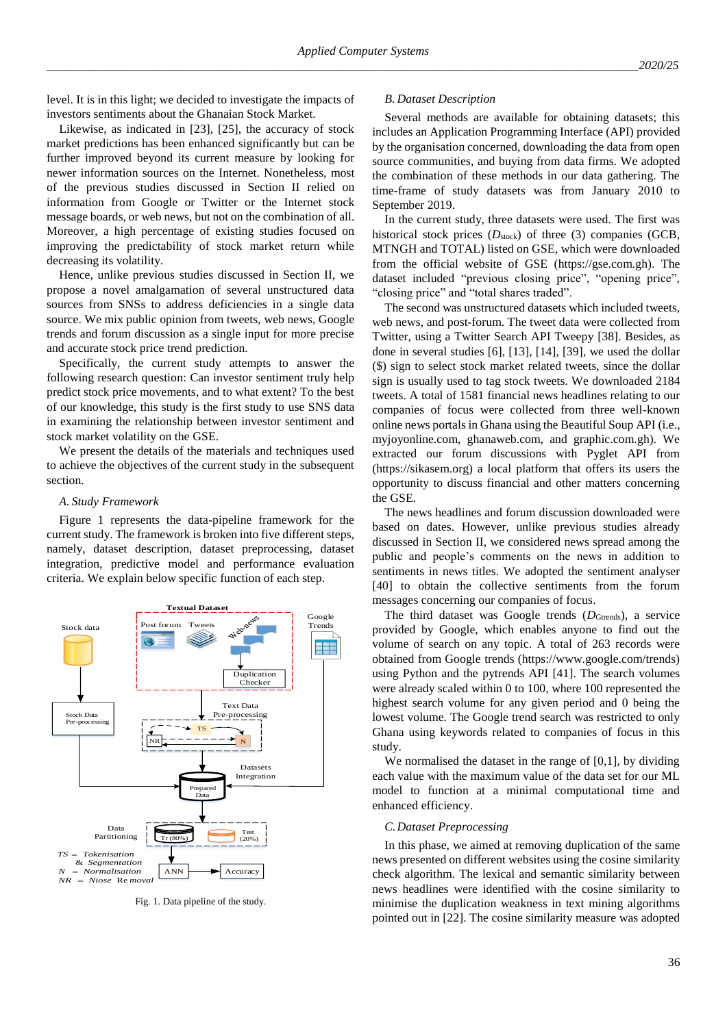level. It is in this light; we decided to investigate the impacts of investors sentiments about the Ghanaian Stock Market.

Likewise, as indicated in [23], [25], the accuracy of stock market predictions has been enhanced significantly but can be further improved beyond its current measure by looking for newer information sources on the Internet. Nonetheless, most of the previous studies discussed in Section II relied on information from Google or Twitter or the Internet stock message boards, or web news, but not on the combination of all. Moreover, a high percentage of existing studies focused on improving the predictability of stock market return while decreasing its volatility.

Hence, unlike previous studies discussed in Section II, we propose a novel amalgamation of several unstructured data sources from SNSs to address deficiencies in a single data source. We mix public opinion from tweets, web news, Google trends and forum discussion as a single input for more precise and accurate stock price trend prediction.

Specifically, the current study attempts to answer the following research question: Can investor sentiment truly help predict stock price movements, and to what extent? To the best of our knowledge, this study is the first study to use SNS data in examining the relationship between investor sentiment and stock market volatility on the GSE.

We present the details of the materials and techniques used to achieve the objectives of the current study in the subsequent section.

### A. Study Framework

Figure 1 represents the data-pipeline framework for the current study. The framework is broken into five different steps, namely, dataset description, dataset preprocessing, dataset integration, predictive model and performance evaluation criteria. We explain below specific function of each step.

Fig. 1. Data pipeline of the study.

### B. Dataset Description

Several methods are available for obtaining datasets; this includes an Application Programming Interface (API) provided by the organisation concerned, downloading the data from open source communities, and buying from data firms. We adopted the combination of these methods in our data gathering. The time-frame of study datasets was from January 2010 to September 2019.

In the current study, three datasets were used. The first was historical stock prices ($D_{stock}$) of three (3) companies (GCB, MTNGH and TOTAL) listed on GSE, which were downloaded from the official website of GSE (https://gse.com.gh). The dataset included "previous closing price", "opening price", "closing price" and "total shares traded".

The second was unstructured datasets which included tweets, web news, and post-forum. The tweet data were collected from Twitter, using a Twitter Search API Tweepy [38]. Besides, as done in several studies [6], [13], [14], [39], we used the dollar ($) sign to select stock market related tweets, since the dollar sign is usually used to tag stock tweets. We downloaded 2184 tweets. A total of 1581 financial news headlines relating to our companies of focus were collected from three well-known online news portals in Ghana using the Beautiful Soup API (i.e., myjoyonline.com, ghanaweb.com, and graphic.com.gh). We extracted our forum discussions with Pyglet API from (https://sikasem.org) a local platform that offers its users the opportunity to discuss financial and other matters concerning the GSE.

The news headlines and forum discussion downloaded were based on dates. However, unlike previous studies already discussed in Section II, we considered news spread among the public and people's comments on the news in addition to sentiments in news titles. We adopted the sentiment analyser [40] to obtain the collective sentiments from the forum messages concerning our companies of focus.

The third dataset was Google trends ($D_{Gtrends}$), a service provided by Google, which enables anyone to find out the volume of search on any topic. A total of 263 records were obtained from Google trends (https://www.google.com/trends) using Python and the pytrends API [41]. The search volumes were already scaled within 0 to 100, where 100 represented the highest search volume for any given period and 0 being the lowest volume. The Google trend search was restricted to only Ghana using keywords related to companies of focus in this study.

We normalised the dataset in the range of [0,1], by dividing each value with the maximum value of the data set for our ML model to function at a minimal computational time and enhanced efficiency.

### C. Dataset Preprocessing

In this phase, we aimed at removing duplication of the same news presented on different websites using the cosine similarity check algorithm. The lexical and semantic similarity between news headlines were identified with the cosine similarity to minimise the duplication weakness in text mining algorithms pointed out in [22]. The cosine similarity measure was adopted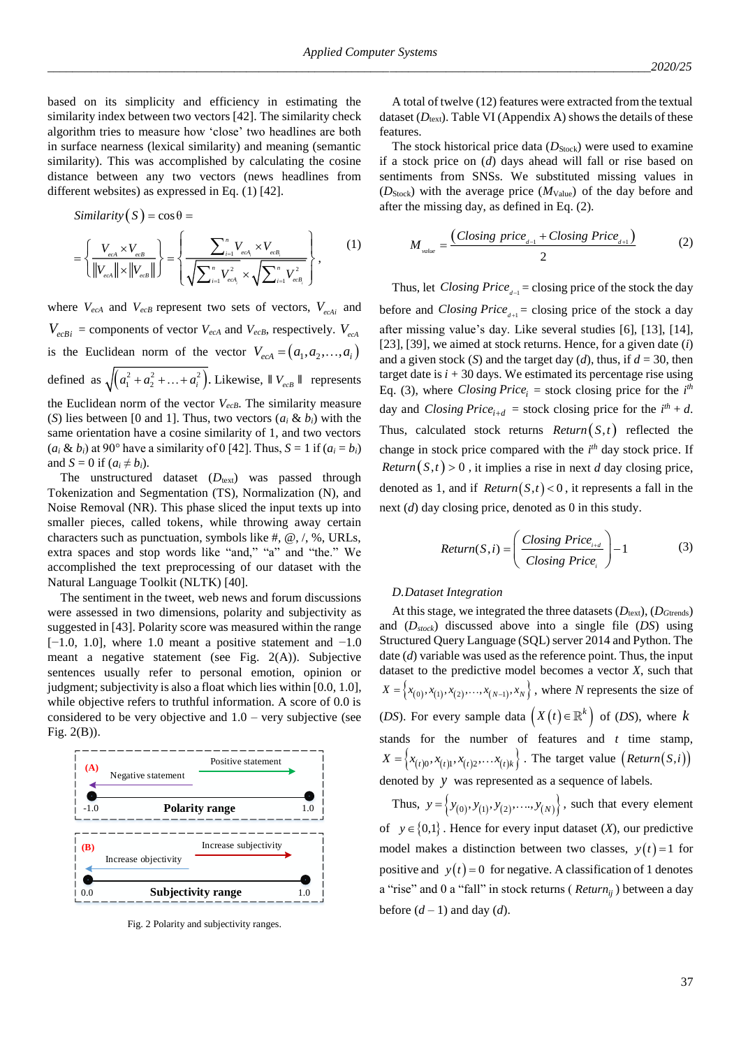based on its simplicity and efficiency in estimating the similarity index between two vectors [42]. The similarity check algorithm tries to measure how 'close' two headlines are both in surface nearness (lexical similarity) and meaning (semantic similarity). This was accomplished by calculating the cosine distance between any two vectors (news headlines from different websites) as expressed in Eq. (1) [42].

$$Similarity(S) = \cos\theta =$$

$$= \left\{ \frac{V_{ecA} \times V_{ecB}}{\|V_{ecA}\| \times \|V_{ecB}\|} \right\} = \left\{ \frac{\sum_{i=1}^{n} V_{ecA_i} \times V_{ecB_i}}{\sqrt{\sum_{i=1}^{n} V_{ecA_i}^2} \times \sqrt{\sum_{i=1}^{n} V_{ecB_i}^2}} \right\}, \quad (1)$$

where $V_{ecA}$ and $V_{ecB}$ represent two sets of vectors, $V_{ecAi}$ and $V_{ecBi}$ = components of vector $V_{ecA}$ and $V_{ecB}$, respectively. $V_{ecA}$ is the Euclidean norm of the vector $V_{ecA} = (a_1, a_2, \ldots, a_i)$ defined as $\sqrt{(a_1^2 + a_2^2 + \ldots + a_i^2)}$. Likewise, $\| V_{ecB} \|$ represents the Euclidean norm of the vector $V_{ecB}$. The similarity measure ($S$) lies between [0 and 1]. Thus, two vectors ($a_i$ & $b_i$) with the same orientation have a cosine similarity of 1, and two vectors ($a_i$ & $b_i$) at 90° have a similarity of 0 [42]. Thus, $S = 1$ if ($a_i = b_i$) and $S = 0$ if ($a_i \neq b_i$).

The unstructured dataset ($D_{\text{text}}$) was passed through Tokenization and Segmentation (TS), Normalization (N), and Noise Removal (NR). This phase sliced the input texts up into smaller pieces, called tokens, while throwing away certain characters such as punctuation, symbols like #, @, /, %, URLs, extra spaces and stop words like "and," "a" and "the." We accomplished the text preprocessing of our dataset with the Natural Language Toolkit (NLTK) [40].

The sentiment in the tweet, web news and forum discussions were assessed in two dimensions, polarity and subjectivity as suggested in [43]. Polarity score was measured within the range [−1.0, 1.0], where 1.0 meant a positive statement and −1.0 meant a negative statement (see Fig. 2(A)). Subjective sentences usually refer to personal emotion, opinion or judgment; subjectivity is also a float which lies within [0.0, 1.0], while objective refers to truthful information. A score of 0.0 is considered to be very objective and 1.0 – very subjective (see Fig. 2(B)).

(A) Negative statement — Positive statement; Polarity range: -1.0 to 1.0

(B) Increase objectivity — Increase subjectivity; Subjectivity range: 0.0 to 1.0

Fig. 2 Polarity and subjectivity ranges.

A total of twelve (12) features were extracted from the textual dataset ($D_{\text{text}}$). Table VI (Appendix A) shows the details of these features.

The stock historical price data ($D_{\text{Stock}}$) were used to examine if a stock price on ($d$) days ahead will fall or rise based on sentiments from SNSs. We substituted missing values in ($D_{\text{Stock}}$) with the average price ($M_{\text{Value}}$) of the day before and after the missing day, as defined in Eq. (2).

$$M_{value} = \frac{(Closing\ price_{d-1} + Closing\ Price_{d+1})}{2} \quad (2)$$

Thus, let $Closing\ Price_{d-1}$ = closing price of the stock the day before and $Closing\ Price_{d+1}$ = closing price of the stock a day after missing value's day. Like several studies [6], [13], [14], [23], [39], we aimed at stock returns. Hence, for a given date ($i$) and a given stock ($S$) and the target day ($d$), thus, if $d = 30$, then target date is $i + 30$ days. We estimated its percentage rise using Eq. (3), where $Closing\ Price_i$ = stock closing price for the $i^{th}$ day and $Closing\ Price_{i+d}$ = stock closing price for the $i^{th} + d$. Thus, calculated stock returns $Return(S,t)$ reflected the change in stock price compared with the $i^{th}$ day stock price. If $Return(S,t) > 0$, it implies a rise in next $d$ day closing price, denoted as 1, and if $Return(S,t) < 0$, it represents a fall in the next ($d$) day closing price, denoted as 0 in this study.

$$Return(S,i) = \left( \frac{Closing\ Price_{i+d}}{Closing\ Price_i} \right) - 1 \quad (3)$$

*D. Dataset Integration*

At this stage, we integrated the three datasets ($D_{\text{text}}$), ($D_{\text{Gtrends}}$) and ($D_{stock}$) discussed above into a single file ($DS$) using Structured Query Language (SQL) server 2014 and Python. The date ($d$) variable was used as the reference point. Thus, the input dataset to the predictive model becomes a vector $X$, such that $X = \{x_{(0)}, x_{(1)}, x_{(2)}, \ldots, x_{(N-1)}, x_N\}$, where $N$ represents the size of ($DS$). For every sample data $(X(t) \in \mathbb{R}^k)$ of ($DS$), where $k$ stands for the number of features and $t$ time stamp, $X = \{x_{(t)0}, x_{(t)1}, x_{(t)2}, \ldots x_{(t)k}\}$. The target value $(Return(S,i))$ denoted by $y$ was represented as a sequence of labels.

Thus, $y = \{y_{(0)}, y_{(1)}, y_{(2)}, \ldots, y_{(N)}\}$, such that every element of $y \in \{0,1\}$. Hence for every input dataset ($X$), our predictive model makes a distinction between two classes, $y(t) = 1$ for positive and $y(t) = 0$ for negative. A classification of 1 denotes a "rise" and 0 a "fall" in stock returns ($Return_{ij}$) between a day before ($d$ – 1) and day ($d$).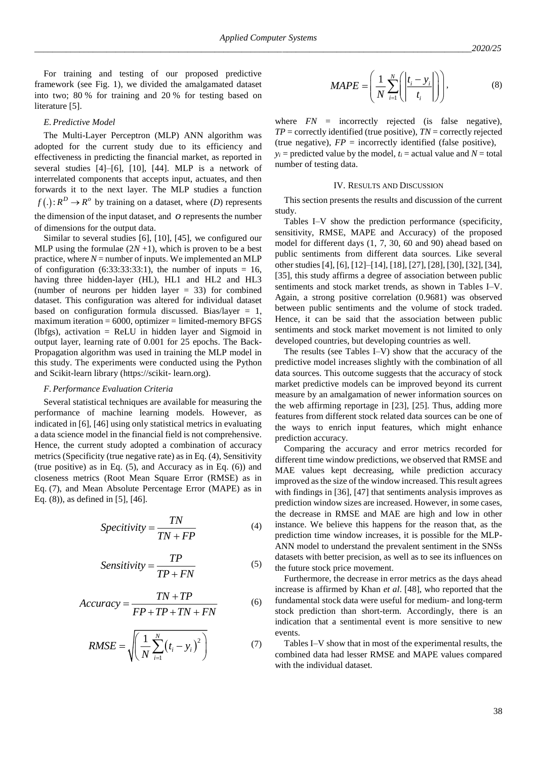For training and testing of our proposed predictive framework (see Fig. 1), we divided the amalgamated dataset into two; 80 % for training and 20 % for testing based on literature [5].

### *E. Predictive Model*

The Multi-Layer Perceptron (MLP) ANN algorithm was adopted for the current study due to its efficiency and effectiveness in predicting the financial market, as reported in several studies [4]–[6], [10], [44]. MLP is a network of interrelated components that accepts input, actuates, and then forwards it to the next layer. The MLP studies a function $f(.): R^D \rightarrow R^o$ by training on a dataset, where ($D$) represents the dimension of the input dataset, and $o$ represents the number of dimensions for the output data.

Similar to several studies [6], [10], [45], we configured our MLP using the formulae ($2N + 1$), which is proven to be a best practice, where $N$ = number of inputs. We implemented an MLP of configuration (6:33:33:33:1), the number of inputs = 16, having three hidden-layer (HL), HL1 and HL2 and HL3 (number of neurons per hidden layer = 33) for combined dataset. This configuration was altered for individual dataset based on configuration formula discussed. Bias/layer = 1, maximum iteration = 6000, optimizer = limited-memory BFGS (lbfgs), activation = ReLU in hidden layer and Sigmoid in output layer, learning rate of 0.001 for 25 epochs. The Back-Propagation algorithm was used in training the MLP model in this study. The experiments were conducted using the Python and Scikit-learn library (https://scikit- learn.org).

### *F. Performance Evaluation Criteria*

Several statistical techniques are available for measuring the performance of machine learning models. However, as indicated in [6], [46] using only statistical metrics in evaluating a data science model in the financial field is not comprehensive. Hence, the current study adopted a combination of accuracy metrics (Specificity (true negative rate) as in Eq. (4), Sensitivity (true positive) as in Eq. (5), and Accuracy as in Eq. (6)) and closeness metrics (Root Mean Square Error (RMSE) as in Eq. (7), and Mean Absolute Percentage Error (MAPE) as in Eq. (8)), as defined in [5], [46].

$$Specitivity = \frac{TN}{TN + FP} \tag{4}$$

$$Sensitivity = \frac{TP}{TP + FN} \tag{5}$$

$$Accuracy = \frac{TN + TP}{FP + TP + TN + FN} \tag{6}$$

$$RMSE = \sqrt{\left(\frac{1}{N}\sum_{i=1}^{N}\left(t_i - y_i\right)^2\right)} \tag{7}$$

$$MAPE = \left(\frac{1}{N}\sum_{i=1}^{N}\left(\left|\frac{t_i - y_i}{t_i}\right|\right)\right), \tag{8}$$

where $FN$ = incorrectly rejected (is false negative), $TP$ = correctly identified (true positive), $TN$ = correctly rejected (true negative), $FP$ = incorrectly identified (false positive), $y_i$ = predicted value by the model, $t_i$ = actual value and $N$ = total number of testing data.

## IV. Results and Discussion

This section presents the results and discussion of the current study.

Tables I–V show the prediction performance (specificity, sensitivity, RMSE, MAPE and Accuracy) of the proposed model for different days (1, 7, 30, 60 and 90) ahead based on public sentiments from different data sources. Like several other studies [4], [6], [12]–[14], [18], [27], [28], [30], [32], [34], [35], this study affirms a degree of association between public sentiments and stock market trends, as shown in Tables I–V. Again, a strong positive correlation (0.9681) was observed between public sentiments and the volume of stock traded. Hence, it can be said that the association between public sentiments and stock market movement is not limited to only developed countries, but developing countries as well.

The results (see Tables I–V) show that the accuracy of the predictive model increases slightly with the combination of all data sources. This outcome suggests that the accuracy of stock market predictive models can be improved beyond its current measure by an amalgamation of newer information sources on the web affirming reportage in [23], [25]. Thus, adding more features from different stock related data sources can be one of the ways to enrich input features, which might enhance prediction accuracy.

Comparing the accuracy and error metrics recorded for different time window predictions, we observed that RMSE and MAE values kept decreasing, while prediction accuracy improved as the size of the window increased. This result agrees with findings in [36], [47] that sentiments analysis improves as prediction window sizes are increased. However, in some cases, the decrease in RMSE and MAE are high and low in other instance. We believe this happens for the reason that, as the prediction time window increases, it is possible for the MLP-ANN model to understand the prevalent sentiment in the SNSs datasets with better precision, as well as to see its influences on the future stock price movement.

Furthermore, the decrease in error metrics as the days ahead increase is affirmed by Khan *et al*. [48], who reported that the fundamental stock data were useful for medium- and long-term stock prediction than short-term. Accordingly, there is an indication that a sentimental event is more sensitive to new events.

Tables I–V show that in most of the experimental results, the combined data had lesser RMSE and MAPE values compared with the individual dataset.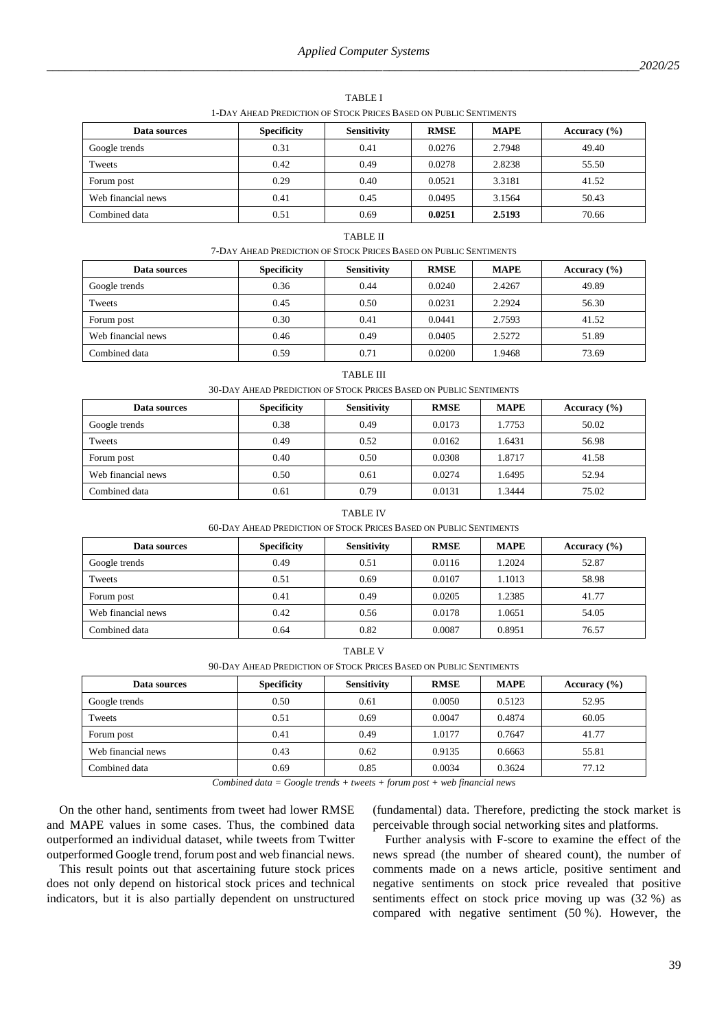TABLE I

1-DAY AHEAD PREDICTION OF STOCK PRICES BASED ON PUBLIC SENTIMENTS

| Data sources | Specificity | Sensitivity | RMSE | MAPE | Accuracy (%) |
|---|---|---|---|---|---|
| Google trends | 0.31 | 0.41 | 0.0276 | 2.7948 | 49.40 |
| Tweets | 0.42 | 0.49 | 0.0278 | 2.8238 | 55.50 |
| Forum post | 0.29 | 0.40 | 0.0521 | 3.3181 | 41.52 |
| Web financial news | 0.41 | 0.45 | 0.0495 | 3.1564 | 50.43 |
| Combined data | 0.51 | 0.69 | **0.0251** | **2.5193** | 70.66 |

TABLE II

7-DAY AHEAD PREDICTION OF STOCK PRICES BASED ON PUBLIC SENTIMENTS

| Data sources | Specificity | Sensitivity | RMSE | MAPE | Accuracy (%) |
|---|---|---|---|---|---|
| Google trends | 0.36 | 0.44 | 0.0240 | 2.4267 | 49.89 |
| Tweets | 0.45 | 0.50 | 0.0231 | 2.2924 | 56.30 |
| Forum post | 0.30 | 0.41 | 0.0441 | 2.7593 | 41.52 |
| Web financial news | 0.46 | 0.49 | 0.0405 | 2.5272 | 51.89 |
| Combined data | 0.59 | 0.71 | 0.0200 | 1.9468 | 73.69 |

TABLE III

30-DAY AHEAD PREDICTION OF STOCK PRICES BASED ON PUBLIC SENTIMENTS

| Data sources | Specificity | Sensitivity | RMSE | MAPE | Accuracy (%) |
|---|---|---|---|---|---|
| Google trends | 0.38 | 0.49 | 0.0173 | 1.7753 | 50.02 |
| Tweets | 0.49 | 0.52 | 0.0162 | 1.6431 | 56.98 |
| Forum post | 0.40 | 0.50 | 0.0308 | 1.8717 | 41.58 |
| Web financial news | 0.50 | 0.61 | 0.0274 | 1.6495 | 52.94 |
| Combined data | 0.61 | 0.79 | 0.0131 | 1.3444 | 75.02 |

TABLE IV

60-DAY AHEAD PREDICTION OF STOCK PRICES BASED ON PUBLIC SENTIMENTS

| Data sources | Specificity | Sensitivity | RMSE | MAPE | Accuracy (%) |
|---|---|---|---|---|---|
| Google trends | 0.49 | 0.51 | 0.0116 | 1.2024 | 52.87 |
| Tweets | 0.51 | 0.69 | 0.0107 | 1.1013 | 58.98 |
| Forum post | 0.41 | 0.49 | 0.0205 | 1.2385 | 41.77 |
| Web financial news | 0.42 | 0.56 | 0.0178 | 1.0651 | 54.05 |
| Combined data | 0.64 | 0.82 | 0.0087 | 0.8951 | 76.57 |

TABLE V

90-DAY AHEAD PREDICTION OF STOCK PRICES BASED ON PUBLIC SENTIMENTS

| Data sources | Specificity | Sensitivity | RMSE | MAPE | Accuracy (%) |
|---|---|---|---|---|---|
| Google trends | 0.50 | 0.61 | 0.0050 | 0.5123 | 52.95 |
| Tweets | 0.51 | 0.69 | 0.0047 | 0.4874 | 60.05 |
| Forum post | 0.41 | 0.49 | 1.0177 | 0.7647 | 41.77 |
| Web financial news | 0.43 | 0.62 | 0.9135 | 0.6663 | 55.81 |
| Combined data | 0.69 | 0.85 | 0.0034 | 0.3624 | 77.12 |

*Combined data = Google trends + tweets + forum post + web financial news*

On the other hand, sentiments from tweet had lower RMSE and MAPE values in some cases. Thus, the combined data outperformed an individual dataset, while tweets from Twitter outperformed Google trend, forum post and web financial news.

This result points out that ascertaining future stock prices does not only depend on historical stock prices and technical indicators, but it is also partially dependent on unstructured (fundamental) data. Therefore, predicting the stock market is perceivable through social networking sites and platforms.

Further analysis with F-score to examine the effect of the news spread (the number of sheared count), the number of comments made on a news article, positive sentiment and negative sentiments on stock price revealed that positive sentiments effect on stock price moving up was (32 %) as compared with negative sentiment (50 %). However, the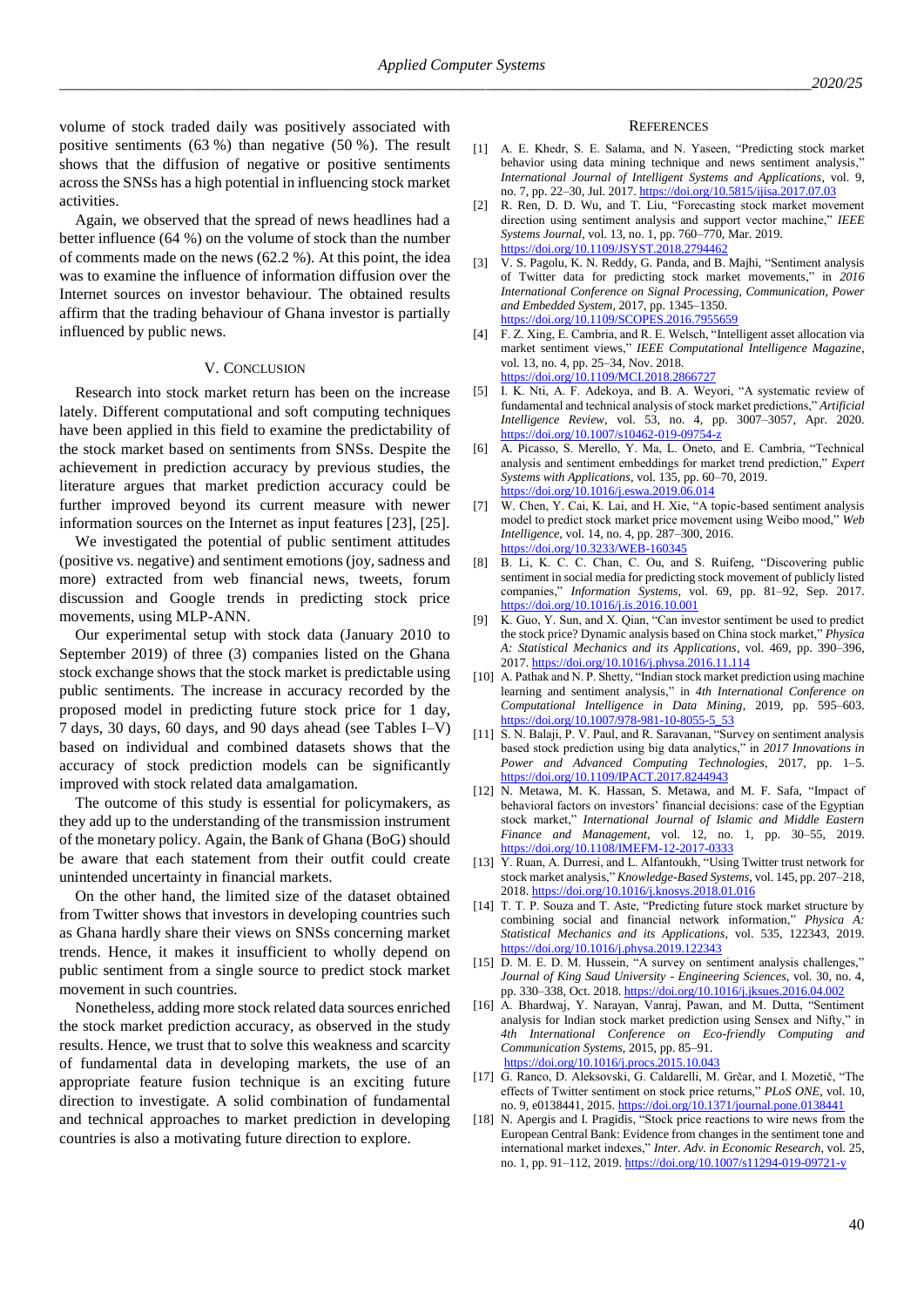volume of stock traded daily was positively associated with positive sentiments (63 %) than negative (50 %). The result shows that the diffusion of negative or positive sentiments across the SNSs has a high potential in influencing stock market activities.

Again, we observed that the spread of news headlines had a better influence (64 %) on the volume of stock than the number of comments made on the news (62.2 %). At this point, the idea was to examine the influence of information diffusion over the Internet sources on investor behaviour. The obtained results affirm that the trading behaviour of Ghana investor is partially influenced by public news.

## V. Conclusion

Research into stock market return has been on the increase lately. Different computational and soft computing techniques have been applied in this field to examine the predictability of the stock market based on sentiments from SNSs. Despite the achievement in prediction accuracy by previous studies, the literature argues that market prediction accuracy could be further improved beyond its current measure with newer information sources on the Internet as input features [23], [25].

We investigated the potential of public sentiment attitudes (positive vs. negative) and sentiment emotions (joy, sadness and more) extracted from web financial news, tweets, forum discussion and Google trends in predicting stock price movements, using MLP-ANN.

Our experimental setup with stock data (January 2010 to September 2019) of three (3) companies listed on the Ghana stock exchange shows that the stock market is predictable using public sentiments. The increase in accuracy recorded by the proposed model in predicting future stock price for 1 day, 7 days, 30 days, 60 days, and 90 days ahead (see Tables I–V) based on individual and combined datasets shows that the accuracy of stock prediction models can be significantly improved with stock related data amalgamation.

The outcome of this study is essential for policymakers, as they add up to the understanding of the transmission instrument of the monetary policy. Again, the Bank of Ghana (BoG) should be aware that each statement from their outfit could create unintended uncertainty in financial markets.

On the other hand, the limited size of the dataset obtained from Twitter shows that investors in developing countries such as Ghana hardly share their views on SNSs concerning market trends. Hence, it makes it insufficient to wholly depend on public sentiment from a single source to predict stock market movement in such countries.

Nonetheless, adding more stock related data sources enriched the stock market prediction accuracy, as observed in the study results. Hence, we trust that to solve this weakness and scarcity of fundamental data in developing markets, the use of an appropriate feature fusion technique is an exciting future direction to investigate. A solid combination of fundamental and technical approaches to market prediction in developing countries is also a motivating future direction to explore.

## References

[1] A. E. Khedr, S. E. Salama, and N. Yaseen, "Predicting stock market behavior using data mining technique and news sentiment analysis," *International Journal of Intelligent Systems and Applications*, vol. 9, no. 7, pp. 22–30, Jul. 2017. https://doi.org/10.5815/ijisa.2017.07.03

[2] R. Ren, D. D. Wu, and T. Liu, "Forecasting stock market movement direction using sentiment analysis and support vector machine," *IEEE Systems Journal*, vol. 13, no. 1, pp. 760–770, Mar. 2019. https://doi.org/10.1109/JSYST.2018.2794462

[3] V. S. Pagolu, K. N. Reddy, G. Panda, and B. Majhi, "Sentiment analysis of Twitter data for predicting stock market movements," in *2016 International Conference on Signal Processing, Communication, Power and Embedded System*, 2017, pp. 1345–1350. https://doi.org/10.1109/SCOPES.2016.7955659

[4] F. Z. Xing, E. Cambria, and R. E. Welsch, "Intelligent asset allocation via market sentiment views," *IEEE Computational Intelligence Magazine*, vol. 13, no. 4, pp. 25–34, Nov. 2018. https://doi.org/10.1109/MCI.2018.2866727

[5] I. K. Nti, A. F. Adekoya, and B. A. Weyori, "A systematic review of fundamental and technical analysis of stock market predictions," *Artificial Intelligence Review*, vol. 53, no. 4, pp. 3007–3057, Apr. 2020. https://doi.org/10.1007/s10462-019-09754-z

[6] A. Picasso, S. Merello, Y. Ma, L. Oneto, and E. Cambria, "Technical analysis and sentiment embeddings for market trend prediction," *Expert Systems with Applications*, vol. 135, pp. 60–70, 2019. https://doi.org/10.1016/j.eswa.2019.06.014

[7] W. Chen, Y. Cai, K. Lai, and H. Xie, "A topic-based sentiment analysis model to predict stock market price movement using Weibo mood," *Web Intelligence*, vol. 14, no. 4, pp. 287–300, 2016. https://doi.org/10.3233/WEB-160345

[8] B. Li, K. C. C. Chan, C. Ou, and S. Ruifeng, "Discovering public sentiment in social media for predicting stock movement of publicly listed companies," *Information Systems*, vol. 69, pp. 81–92, Sep. 2017. https://doi.org/10.1016/j.is.2016.10.001

[9] K. Guo, Y. Sun, and X. Qian, "Can investor sentiment be used to predict the stock price? Dynamic analysis based on China stock market," *Physica A: Statistical Mechanics and its Applications*, vol. 469, pp. 390–396, 2017. https://doi.org/10.1016/j.physa.2016.11.114

[10] A. Pathak and N. P. Shetty, "Indian stock market prediction using machine learning and sentiment analysis," in *4th International Conference on Computational Intelligence in Data Mining*, 2019, pp. 595–603. https://doi.org/10.1007/978-981-10-8055-5_53

[11] S. N. Balaji, P. V. Paul, and R. Saravanan, "Survey on sentiment analysis based stock prediction using big data analytics," in *2017 Innovations in Power and Advanced Computing Technologies*, 2017, pp. 1–5. https://doi.org/10.1109/IPACT.2017.8244943

[12] N. Metawa, M. K. Hassan, S. Metawa, and M. F. Safa, "Impact of behavioral factors on investors' financial decisions: case of the Egyptian stock market," *International Journal of Islamic and Middle Eastern Finance and Management*, vol. 12, no. 1, pp. 30–55, 2019. https://doi.org/10.1108/IMEFM-12-2017-0333

[13] Y. Ruan, A. Durresi, and L. Alfantoukh, "Using Twitter trust network for stock market analysis," *Knowledge-Based Systems*, vol. 145, pp. 207–218, 2018. https://doi.org/10.1016/j.knosys.2018.01.016

[14] T. T. P. Souza and T. Aste, "Predicting future stock market structure by combining social and financial network information," *Physica A: Statistical Mechanics and its Applications*, vol. 535, 122343, 2019. https://doi.org/10.1016/j.physa.2019.122343

[15] D. M. E. D. M. Hussein, "A survey on sentiment analysis challenges," *Journal of King Saud University - Engineering Sciences*, vol. 30, no. 4, pp. 330–338, Oct. 2018. https://doi.org/10.1016/j.jksues.2016.04.002

[16] A. Bhardwaj, Y. Narayan, Vanraj, Pawan, and M. Dutta, "Sentiment analysis for Indian stock market prediction using Sensex and Nifty," in *4th International Conference on Eco-friendly Computing and Communication Systems*, 2015, pp. 85–91. https://doi.org/10.1016/j.procs.2015.10.043

[17] G. Ranco, D. Aleksovski, G. Caldarelli, M. Grčar, and I. Mozetič, "The effects of Twitter sentiment on stock price returns," *PLoS ONE*, vol. 10, no. 9, e0138441, 2015. https://doi.org/10.1371/journal.pone.0138441

[18] N. Apergis and I. Pragidis, "Stock price reactions to wire news from the European Central Bank: Evidence from changes in the sentiment tone and international market indexes," *Inter. Adv. in Economic Research*, vol. 25, no. 1, pp. 91–112, 2019. https://doi.org/10.1007/s11294-019-09721-y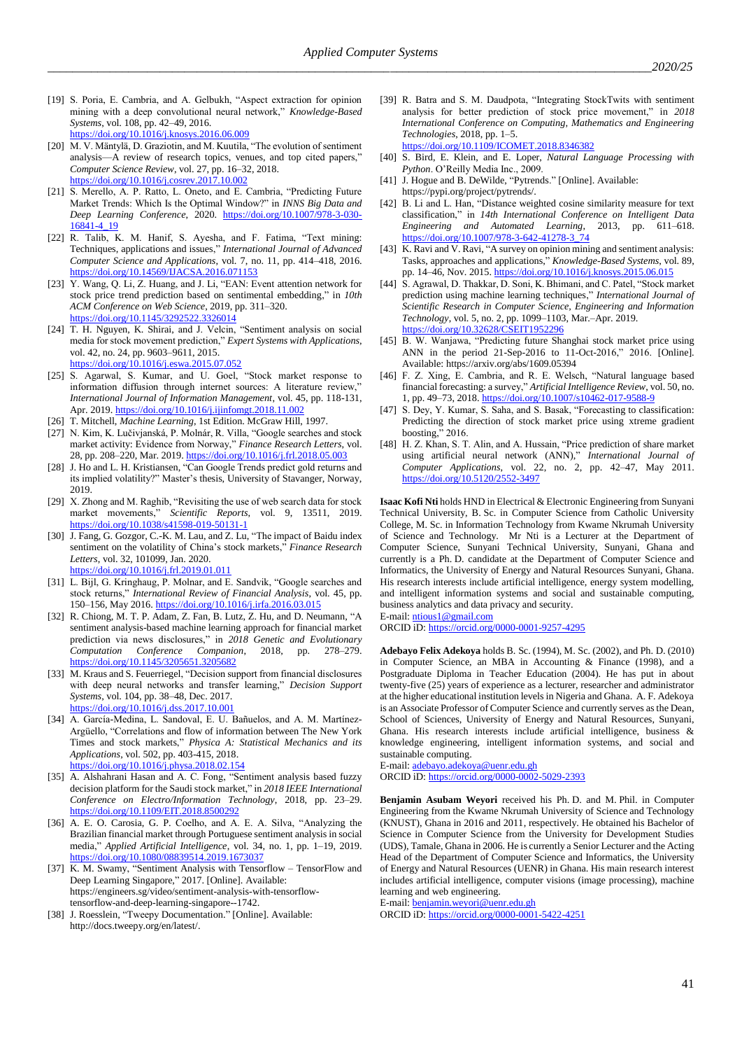[19] S. Poria, E. Cambria, and A. Gelbukh, "Aspect extraction for opinion mining with a deep convolutional neural network," *Knowledge-Based Systems*, vol. 108, pp. 42–49, 2016. https://doi.org/10.1016/j.knosys.2016.06.009

[20] M. V. Mäntylä, D. Graziotin, and M. Kuutila, "The evolution of sentiment analysis—A review of research topics, venues, and top cited papers," *Computer Science Review*, vol. 27, pp. 16–32, 2018. https://doi.org/10.1016/j.cosrev.2017.10.002

[21] S. Merello, A. P. Ratto, L. Oneto, and E. Cambria, "Predicting Future Market Trends: Which Is the Optimal Window?" in *INNS Big Data and Deep Learning Conference*, 2020. https://doi.org/10.1007/978-3-030-16841-4_19

[22] R. Talib, K. M. Hanif, S. Ayesha, and F. Fatima, "Text mining: Techniques, applications and issues," *International Journal of Advanced Computer Science and Applications*, vol. 7, no. 11, pp. 414–418, 2016. https://doi.org/10.14569/IJACSA.2016.071153

[23] Y. Wang, Q. Li, Z. Huang, and J. Li, "EAN: Event attention network for stock price trend prediction based on sentimental embedding," in *10th ACM Conference on Web Science*, 2019, pp. 311–320. https://doi.org/10.1145/3292522.3326014

[24] T. H. Nguyen, K. Shirai, and J. Velcin, "Sentiment analysis on social media for stock movement prediction," *Expert Systems with Applications*, vol. 42, no. 24, pp. 9603–9611, 2015. https://doi.org/10.1016/j.eswa.2015.07.052

[25] S. Agarwal, S. Kumar, and U. Goel, "Stock market response to information diffusion through internet sources: A literature review," *International Journal of Information Management*, vol. 45, pp. 118-131, Apr. 2019. https://doi.org/10.1016/j.ijinfomgt.2018.11.002

[26] T. Mitchell, *Machine Learning*, 1st Edition. McGraw Hill, 1997.

[27] N. Kim, K. Lučivjanská, P. Molnár, R. Villa, "Google searches and stock market activity: Evidence from Norway," *Finance Research Letters*, vol. 28, pp. 208–220, Mar. 2019. https://doi.org/10.1016/j.frl.2018.05.003

[28] J. Ho and L. H. Kristiansen, "Can Google Trends predict gold returns and its implied volatility?" Master's thesis, University of Stavanger, Norway, 2019.

[29] X. Zhong and M. Raghib, "Revisiting the use of web search data for stock market movements," *Scientific Reports*, vol. 9, 13511, 2019. https://doi.org/10.1038/s41598-019-50131-1

[30] J. Fang, G. Gozgor, C.-K. M. Lau, and Z. Lu, "The impact of Baidu index sentiment on the volatility of China's stock markets," *Finance Research Letters*, vol. 32, 101099, Jan. 2020. https://doi.org/10.1016/j.frl.2019.01.011

[31] L. Bijl, G. Kringhaug, P. Molnar, and E. Sandvik, "Google searches and stock returns," *International Review of Financial Analysis*, vol. 45, pp. 150–156, May 2016. https://doi.org/10.1016/j.irfa.2016.03.015

[32] R. Chiong, M. T. P. Adam, Z. Fan, B. Lutz, Z. Hu, and D. Neumann, "A sentiment analysis-based machine learning approach for financial market prediction via news disclosures," in *2018 Genetic and Evolutionary Computation Conference Companion*, 2018, pp. 278–279. https://doi.org/10.1145/3205651.3205682

[33] M. Kraus and S. Feuerriegel, "Decision support from financial disclosures with deep neural networks and transfer learning," *Decision Support Systems*, vol. 104, pp. 38–48, Dec. 2017. https://doi.org/10.1016/j.dss.2017.10.001

[34] A. García-Medina, L. Sandoval, E. U. Bañuelos, and A. M. Martínez-Argüello, "Correlations and flow of information between The New York Times and stock markets," *Physica A: Statistical Mechanics and its Applications*, vol. 502, pp. 403-415, 2018. https://doi.org/10.1016/j.physa.2018.02.154

[35] A. Alshahrani Hasan and A. C. Fong, "Sentiment analysis based fuzzy decision platform for the Saudi stock market," in *2018 IEEE International Conference on Electro/Information Technology*, 2018, pp. 23–29. https://doi.org/10.1109/EIT.2018.8500292

[36] A. E. O. Carosia, G. P. Coelho, and A. E. A. Silva, "Analyzing the Brazilian financial market through Portuguese sentiment analysis in social media," *Applied Artificial Intelligence*, vol. 34, no. 1, pp. 1–19, 2019. https://doi.org/10.1080/08839514.2019.1673037

[37] K. M. Swamy, "Sentiment Analysis with Tensorflow – TensorFlow and Deep Learning Singapore," 2017. [Online]. Available: https://engineers.sg/video/sentiment-analysis-with-tensorflow-tensorflow-and-deep-learning-singapore--1742.

[38] J. Roesslein, "Tweepy Documentation." [Online]. Available: http://docs.tweepy.org/en/latest/.

[39] R. Batra and S. M. Daudpota, "Integrating StockTwits with sentiment analysis for better prediction of stock price movement," in *2018 International Conference on Computing, Mathematics and Engineering Technologies*, 2018, pp. 1–5. https://doi.org/10.1109/ICOMET.2018.8346382

[40] S. Bird, E. Klein, and E. Loper, *Natural Language Processing with Python*. O'Reilly Media Inc., 2009.

[41] J. Hogue and B. DeWilde, "Pytrends." [Online]. Available: https://pypi.org/project/pytrends/.

[42] B. Li and L. Han, "Distance weighted cosine similarity measure for text classification," in *14th International Conference on Intelligent Data Engineering and Automated Learning*, 2013, pp. 611–618. https://doi.org/10.1007/978-3-642-41278-3_74

[43] K. Ravi and V. Ravi, "A survey on opinion mining and sentiment analysis: Tasks, approaches and applications," *Knowledge-Based Systems*, vol. 89, pp. 14–46, Nov. 2015. https://doi.org/10.1016/j.knosys.2015.06.015

[44] S. Agrawal, D. Thakkar, D. Soni, K. Bhimani, and C. Patel, "Stock market prediction using machine learning techniques," *International Journal of Scientific Research in Computer Science, Engineering and Information Technology*, vol. 5, no. 2, pp. 1099–1103, Mar.–Apr. 2019. https://doi.org/10.32628/CSEIT1952296

[45] B. W. Wanjawa, "Predicting future Shanghai stock market price using ANN in the period 21-Sep-2016 to 11-Oct-2016," 2016. [Online]. Available: https://arxiv.org/abs/1609.05394

[46] F. Z. Xing, E. Cambria, and R. E. Welsch, "Natural language based financial forecasting: a survey," *Artificial Intelligence Review*, vol. 50, no. 1, pp. 49–73, 2018. https://doi.org/10.1007/s10462-017-9588-9

[47] S. Dey, Y. Kumar, S. Saha, and S. Basak, "Forecasting to classification: Predicting the direction of stock market price using xtreme gradient boosting," 2016.

[48] H. Z. Khan, S. T. Alin, and A. Hussain, "Price prediction of share market using artificial neural network (ANN)," *International Journal of Computer Applications*, vol. 22, no. 2, pp. 42–47, May 2011. https://doi.org/10.5120/2552-3497

**Isaac Kofi Nti** holds HND in Electrical & Electronic Engineering from Sunyani Technical University, B. Sc. in Computer Science from Catholic University College, M. Sc. in Information Technology from Kwame Nkrumah University of Science and Technology. Mr Nti is a Lecturer at the Department of Computer Science, Sunyani Technical University, Sunyani, Ghana and currently is a Ph. D. candidate at the Department of Computer Science and Informatics, the University of Energy and Natural Resources Sunyani, Ghana. His research interests include artificial intelligence, energy system modelling, and intelligent information systems and social and sustainable computing, business analytics and data privacy and security.
E-mail: ntious1@gmail.com
ORCID iD: https://orcid.org/0000-0001-9257-4295

**Adebayo Felix Adekoya** holds B. Sc. (1994), M. Sc. (2002), and Ph. D. (2010) in Computer Science, an MBA in Accounting & Finance (1998), and a Postgraduate Diploma in Teacher Education (2004). He has put in about twenty-five (25) years of experience as a lecturer, researcher and administrator at the higher educational institution levels in Nigeria and Ghana. A. F. Adekoya is an Associate Professor of Computer Science and currently serves as the Dean, School of Sciences, University of Energy and Natural Resources, Sunyani, Ghana. His research interests include artificial intelligence, business & knowledge engineering, intelligent information systems, and social and sustainable computing.
E-mail: adebayo.adekoya@uenr.edu.gh
ORCID iD: https://orcid.org/0000-0002-5029-2393

**Benjamin Asubam Weyori** received his Ph. D. and M. Phil. in Computer Engineering from the Kwame Nkrumah University of Science and Technology (KNUST), Ghana in 2016 and 2011, respectively. He obtained his Bachelor of Science in Computer Science from the University for Development Studies (UDS), Tamale, Ghana in 2006. He is currently a Senior Lecturer and the Acting Head of the Department of Computer Science and Informatics, the University of Energy and Natural Resources (UENR) in Ghana. His main research interest includes artificial intelligence, computer visions (image processing), machine learning and web engineering.
E-mail: benjamin.weyori@uenr.edu.gh
ORCID iD: https://orcid.org/0000-0001-5422-4251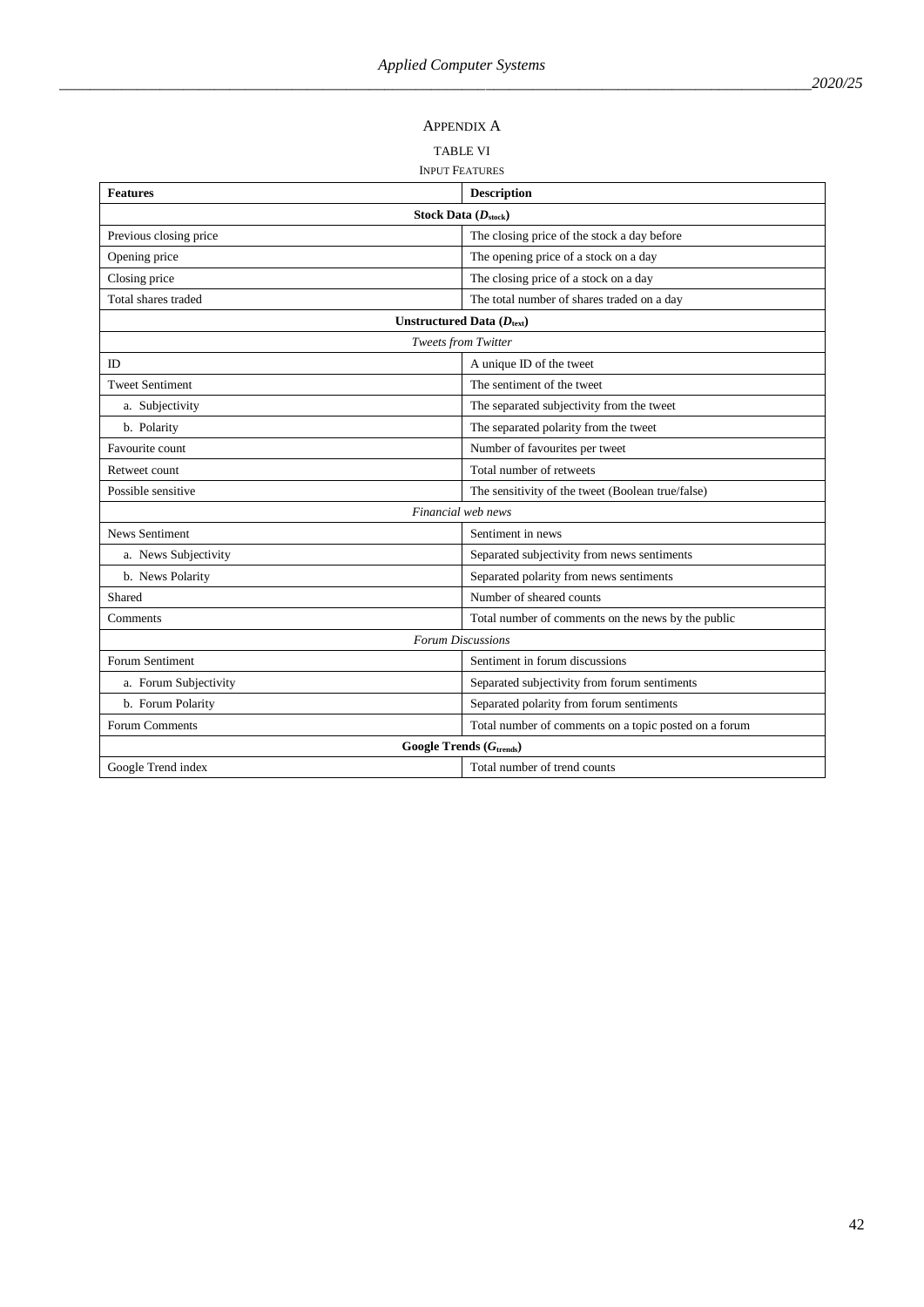## Appendix A

TABLE VI

INPUT FEATURES

| Features | Description |
|---|---|
| **Stock Data ($D_{stock}$)** | |
| Previous closing price | The closing price of the stock a day before |
| Opening price | The opening price of a stock on a day |
| Closing price | The closing price of a stock on a day |
| Total shares traded | The total number of shares traded on a day |
| **Unstructured Data ($D_{text}$)** | |
| *Tweets from Twitter* | |
| ID | A unique ID of the tweet |
| Tweet Sentiment | The sentiment of the tweet |
| a. Subjectivity | The separated subjectivity from the tweet |
| b. Polarity | The separated polarity from the tweet |
| Favourite count | Number of favourites per tweet |
| Retweet count | Total number of retweets |
| Possible sensitive | The sensitivity of the tweet (Boolean true/false) |
| *Financial web news* | |
| News Sentiment | Sentiment in news |
| a. News Subjectivity | Separated subjectivity from news sentiments |
| b. News Polarity | Separated polarity from news sentiments |
| Shared | Number of sheared counts |
| Comments | Total number of comments on the news by the public |
| *Forum Discussions* | |
| Forum Sentiment | Sentiment in forum discussions |
| a. Forum Subjectivity | Separated subjectivity from forum sentiments |
| b. Forum Polarity | Separated polarity from forum sentiments |
| Forum Comments | Total number of comments on a topic posted on a forum |
| **Google Trends ($G_{trends}$)** | |
| Google Trend index | Total number of trend counts |